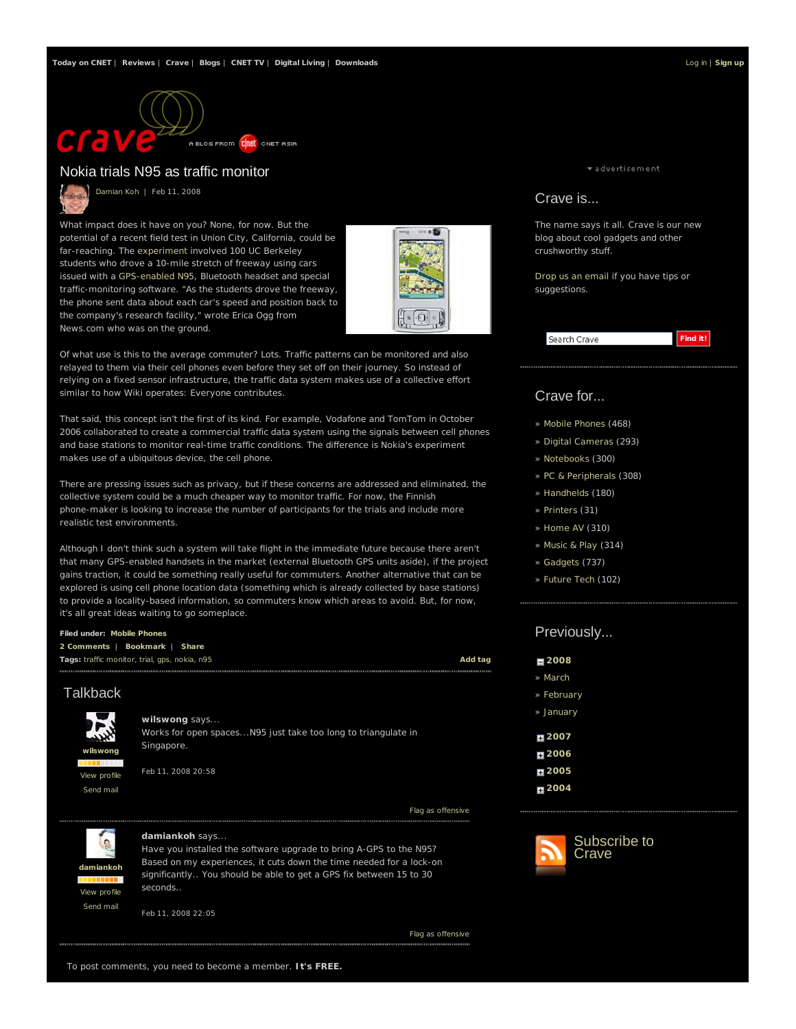Today on CNET | Reviews | Crave | Blogs | CNET TV | Digital Living | Downloads

Log in | Sign up

crave — A BLOG FROM CNET ASIA

# Nokia trials N95 as traffic monitor

Damian Koh | Feb 11, 2008

What impact does it have on you? None, for now. But the potential of a recent field test in Union City, California, could be far-reaching. The experiment involved 100 UC Berkeley students who drove a 10-mile stretch of freeway using cars issued with a GPS-enabled N95, Bluetooth headset and special traffic-monitoring software. "As the students drove the freeway, the phone sent data about each car's speed and position back to the company's research facility," wrote Erica Ogg from News.com who was on the ground.

Of what use is this to the average commuter? Lots. Traffic patterns can be monitored and also relayed to them via their cell phones even before they set off on their journey. So instead of relying on a fixed sensor infrastructure, the traffic data system makes use of a collective effort similar to how Wiki operates: Everyone contributes.

That said, this concept isn't the first of its kind. For example, Vodafone and TomTom in October 2006 collaborated to create a commercial traffic data system using the signals between cell phones and base stations to monitor real-time traffic conditions. The difference is Nokia's experiment makes use of a ubiquitous device, the cell phone.

There are pressing issues such as privacy, but if these concerns are addressed and eliminated, the collective system could be a much cheaper way to monitor traffic. For now, the Finnish phone-maker is looking to increase the number of participants for the trials and include more realistic test environments.

Although I don't think such a system will take flight in the immediate future because there aren't that many GPS-enabled handsets in the market (external Bluetooth GPS units aside), if the project gains traction, it could be something really useful for commuters. Another alternative that can be explored is using cell phone location data (something which is already collected by base stations) to provide a locality-based information, so commuters know which areas to avoid. But, for now, it's all great ideas waiting to go someplace.

**Filed under:** Mobile Phones

2 Comments | Bookmark | Share

**Tags:** traffic monitor, trial, gps, nokia, n95

Add tag

## Talkback

**wilswong** says...

Works for open spaces...N95 just take too long to triangulate in Singapore.

Feb 11, 2008 20:58

wilswong — View profile — Send mail

Flag as offensive

**damiankoh** says...

Have you installed the software upgrade to bring A-GPS to the N95? Based on my experiences, it cuts down the time needed for a lock-on significantly.. You should be able to get a GPS fix between 15 to 30 seconds..

Feb 11, 2008 22:05

damiankoh — View profile — Send mail

Flag as offensive

To post comments, you need to become a member. **It's FREE.**

advertisement

## Crave is...

The name says it all. Crave is our new blog about cool gadgets and other crushworthy stuff.

Drop us an email if you have tips or suggestions.

Search Crave — Find it!

## Crave for...

- » Mobile Phones (468)
- » Digital Cameras (293)
- » Notebooks (300)
- » PC & Peripherals (308)
- » Handhelds (180)
- » Printers (31)
- » Home AV (310)
- » Music & Play (314)
- » Gadgets (737)
- » Future Tech (102)

## Previously...

**2008**
- » March
- » February
- » January

**2007**

**2006**

**2005**

**2004**

Subscribe to Crave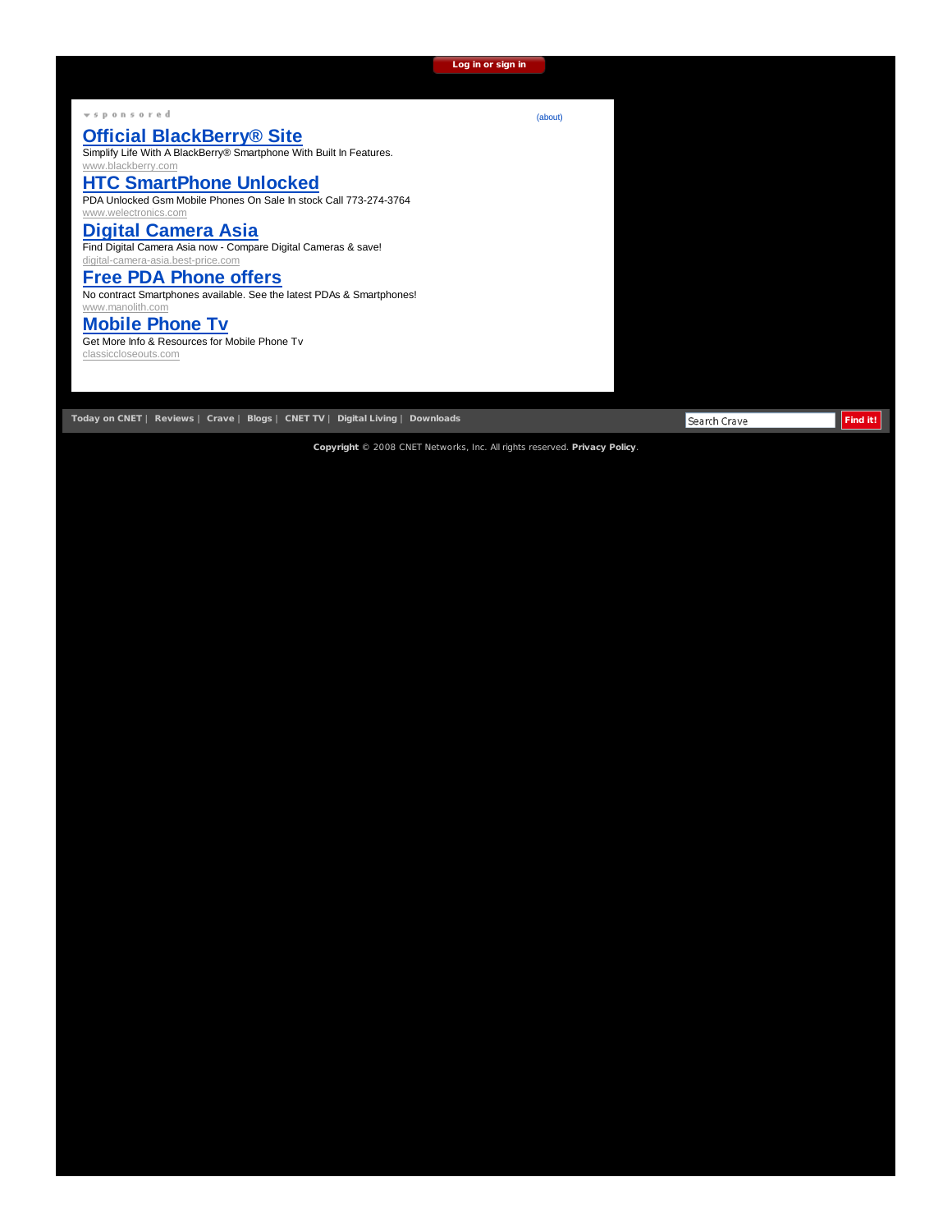Log in or sign in

sponsored

(about)

## [Official BlackBerry® Site](http://www.blackberry.com)

Simplify Life With A BlackBerry® Smartphone With Built In Features.
www.blackberry.com

## [HTC SmartPhone Unlocked](http://www.welectronics.com)

PDA Unlocked Gsm Mobile Phones On Sale In stock Call 773-274-3764
www.welectronics.com

## [Digital Camera Asia](http://digital-camera-asia.best-price.com)

Find Digital Camera Asia now - Compare Digital Cameras & save!
digital-camera-asia.best-price.com

## [Free PDA Phone offers](http://www.manolith.com)

No contract Smartphones available. See the latest PDAs & Smartphones!
www.manolith.com

## [Mobile Phone Tv](http://classiccloseouts.com)

Get More Info & Resources for Mobile Phone Tv
classiccloseouts.com

Today on CNET | Reviews | Crave | Blogs | CNET TV | Digital Living | Downloads

Search Crave Find it!

**Copyright** © 2008 CNET Networks, Inc. All rights reserved. **Privacy Policy**.